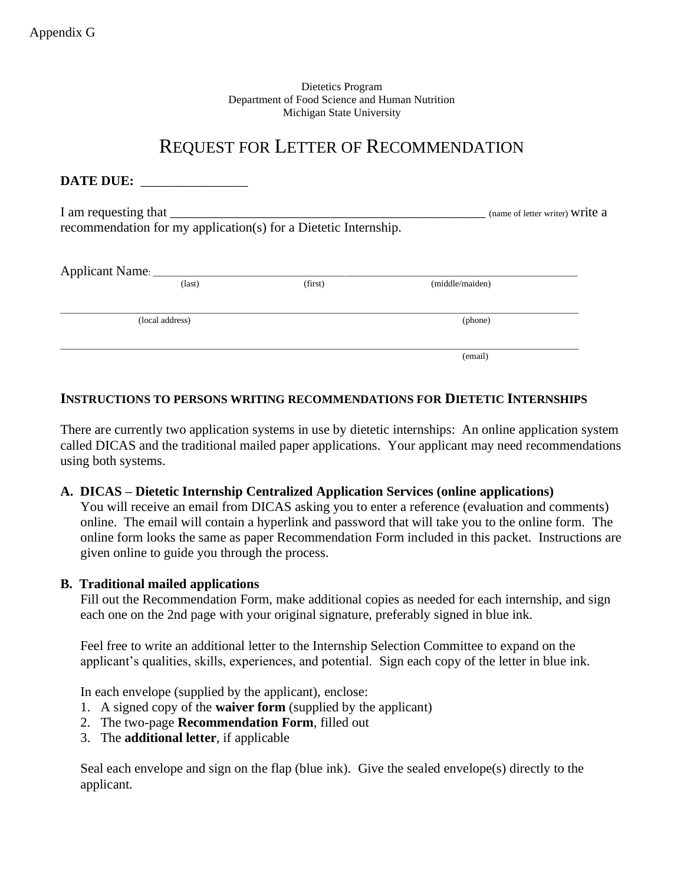Appendix G

Dietetics Program
Department of Food Science and Human Nutrition
Michigan State University

# REQUEST FOR LETTER OF RECOMMENDATION

**DATE DUE:** _______________

I am requesting that ________________________________________________ (name of letter writter) write a recommendation for my application(s) for a Dietetic Internship.

Applicant Name: ____________________________________________________________________
(last) (first) (middle/maiden)

____________________________________________________________________________________
(local address) (phone)

____________________________________________________________________________________
(email)

## INSTRUCTIONS TO PERSONS WRITING RECOMMENDATIONS FOR DIETETIC INTERNSHIPS

There are currently two application systems in use by dietetic internships: An online application system called DICAS and the traditional mailed paper applications. Your applicant may need recommendations using both systems.

**A. DICAS – Dietetic Internship Centralized Application Services (online applications)**

You will receive an email from DICAS asking you to enter a reference (evaluation and comments) online. The email will contain a hyperlink and password that will take you to the online form. The online form looks the same as paper Recommendation Form included in this packet. Instructions are given online to guide you through the process.

**B. Traditional mailed applications**

Fill out the Recommendation Form, make additional copies as needed for each internship, and sign each one on the 2nd page with your original signature, preferably signed in blue ink.

Feel free to write an additional letter to the Internship Selection Committee to expand on the applicant's qualities, skills, experiences, and potential. Sign each copy of the letter in blue ink.

In each envelope (supplied by the applicant), enclose:

1. A signed copy of the **waiver form** (supplied by the applicant)
2. The two-page **Recommendation Form**, filled out
3. The **additional letter**, if applicable

Seal each envelope and sign on the flap (blue ink). Give the sealed envelope(s) directly to the applicant.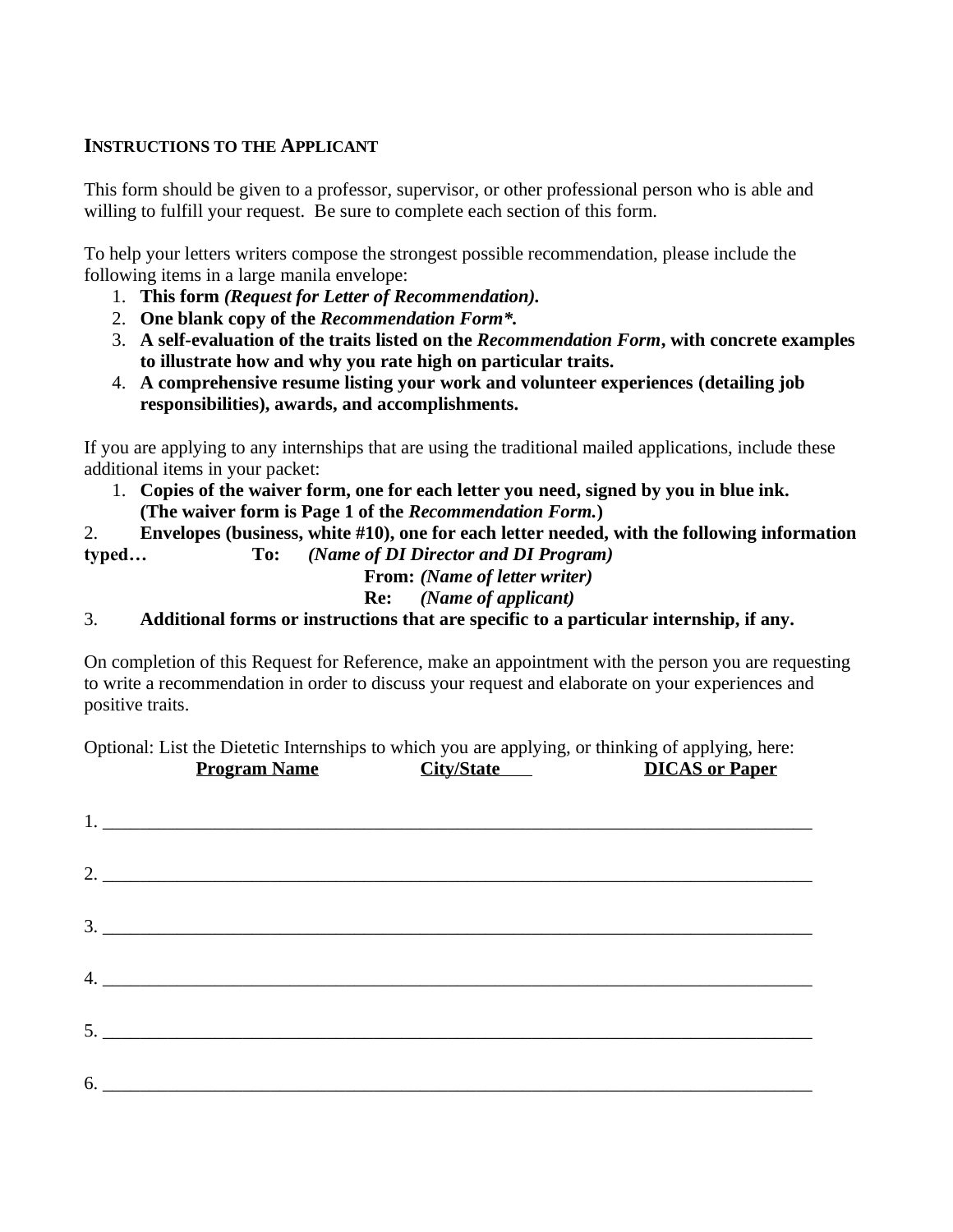## INSTRUCTIONS TO THE APPLICANT

This form should be given to a professor, supervisor, or other professional person who is able and willing to fulfill your request. Be sure to complete each section of this form.

To help your letters writers compose the strongest possible recommendation, please include the following items in a large manila envelope:

1. **This form *(Request for Letter of Recommendation).***
2. **One blank copy of the *Recommendation Form\*.***
3. **A self-evaluation of the traits listed on the *Recommendation Form*, with concrete examples to illustrate how and why you rate high on particular traits.**
4. **A comprehensive resume listing your work and volunteer experiences (detailing job responsibilities), awards, and accomplishments.**

If you are applying to any internships that are using the traditional mailed applications, include these additional items in your packet:

1. **Copies of the waiver form, one for each letter you need, signed by you in blue ink. (The waiver form is Page 1 of the *Recommendation Form.*)**
2. **Envelopes (business, white #10), one for each letter needed, with the following information typed…**
   **To:** ***(Name of DI Director and DI Program)***
   **From:** ***(Name of letter writer)***
   **Re:** ***(Name of applicant)***
3. **Additional forms or instructions that are specific to a particular internship, if any.**

On completion of this Request for Reference, make an appointment with the person you are requesting to write a recommendation in order to discuss your request and elaborate on your experiences and positive traits.

Optional: List the Dietetic Internships to which you are applying, or thinking of applying, here:

| | Program Name | City/State | DICAS or Paper |
|---|---|---|---|
| 1. | | | |
| 2. | | | |
| 3. | | | |
| 4. | | | |
| 5. | | | |
| 6. | | | |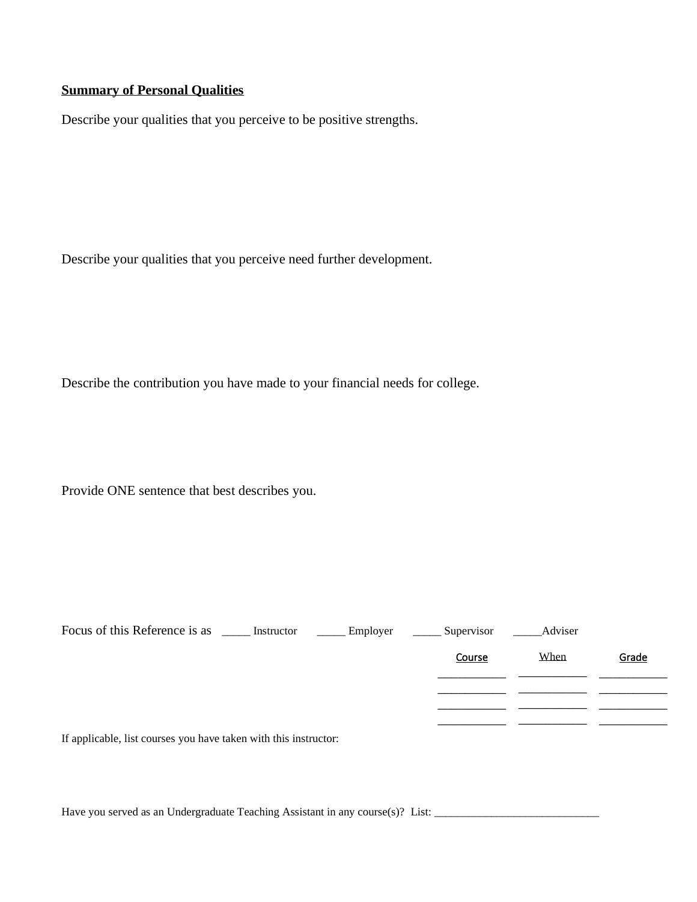**Summary of Personal Qualities**

Describe your qualities that you perceive to be positive strengths.

Describe your qualities that you perceive need further development.

Describe the contribution you have made to your financial needs for college.

Provide ONE sentence that best describes you.

Focus of this Reference is as _____ Instructor _____ Employer _____ Supervisor _____Adviser

| Course | When | Grade |
|---|---|---|
| ___________ | ___________ | ___________ |
| ___________ | ___________ | ___________ |
| ___________ | ___________ | ___________ |
| ___________ | ___________ | ___________ |

If applicable, list courses you have taken with this instructor:

Have you served as an Undergraduate Teaching Assistant in any course(s)? List: _____________________________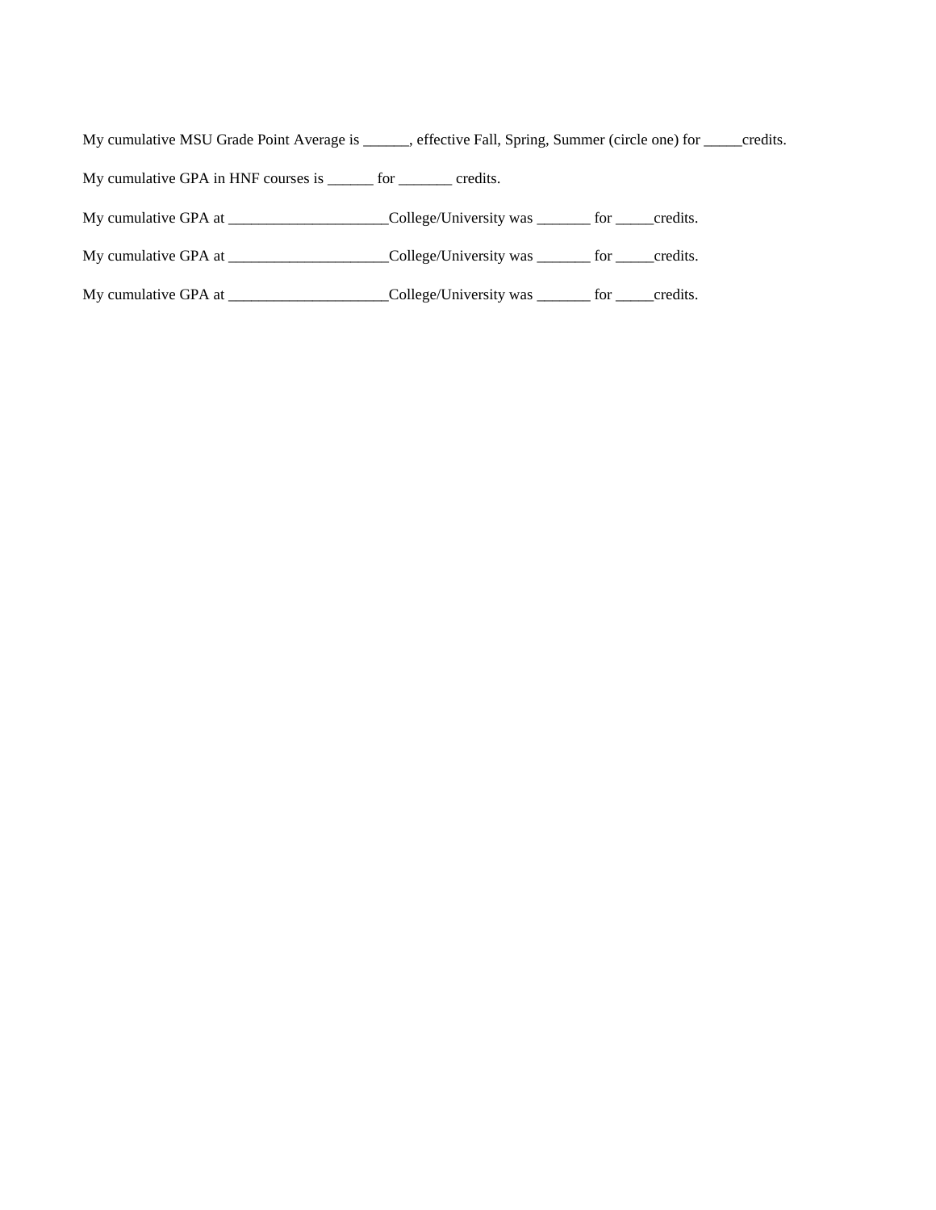My cumulative MSU Grade Point Average is ______, effective Fall, Spring, Summer (circle one) for _____credits.

My cumulative GPA in HNF courses is ______ for _______ credits.

My cumulative GPA at _____________________College/University was _______ for _____credits.

My cumulative GPA at _____________________College/University was _______ for _____credits.

My cumulative GPA at _____________________College/University was _______ for _____credits.